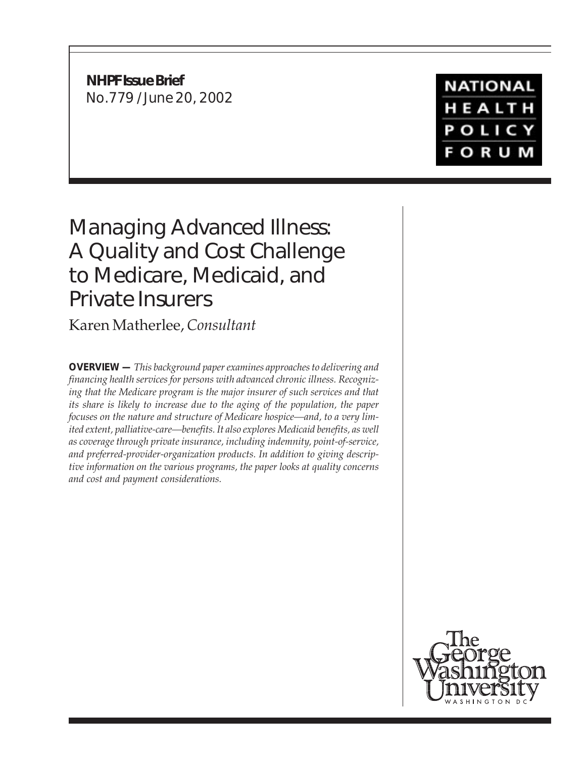**NHPF Issue Brief**
No.779 / June 20, 2002

NATIONAL HEALTH POLICY FORUM

# Managing Advanced Illness: A Quality and Cost Challenge to Medicare, Medicaid, and Private Insurers

Karen Matherlee, *Consultant*

**OVERVIEW —** *This background paper examines approaches to delivering and financing health services for persons with advanced chronic illness. Recognizing that the Medicare program is the major insurer of such services and that its share is likely to increase due to the aging of the population, the paper focuses on the nature and structure of Medicare hospice—and, to a very limited extent, palliative-care—benefits. It also explores Medicaid benefits, as well as coverage through private insurance, including indemnity, point-of-service, and preferred-provider-organization products. In addition to giving descriptive information on the various programs, the paper looks at quality concerns and cost and payment considerations.*

The George Washington University
WASHINGTON DC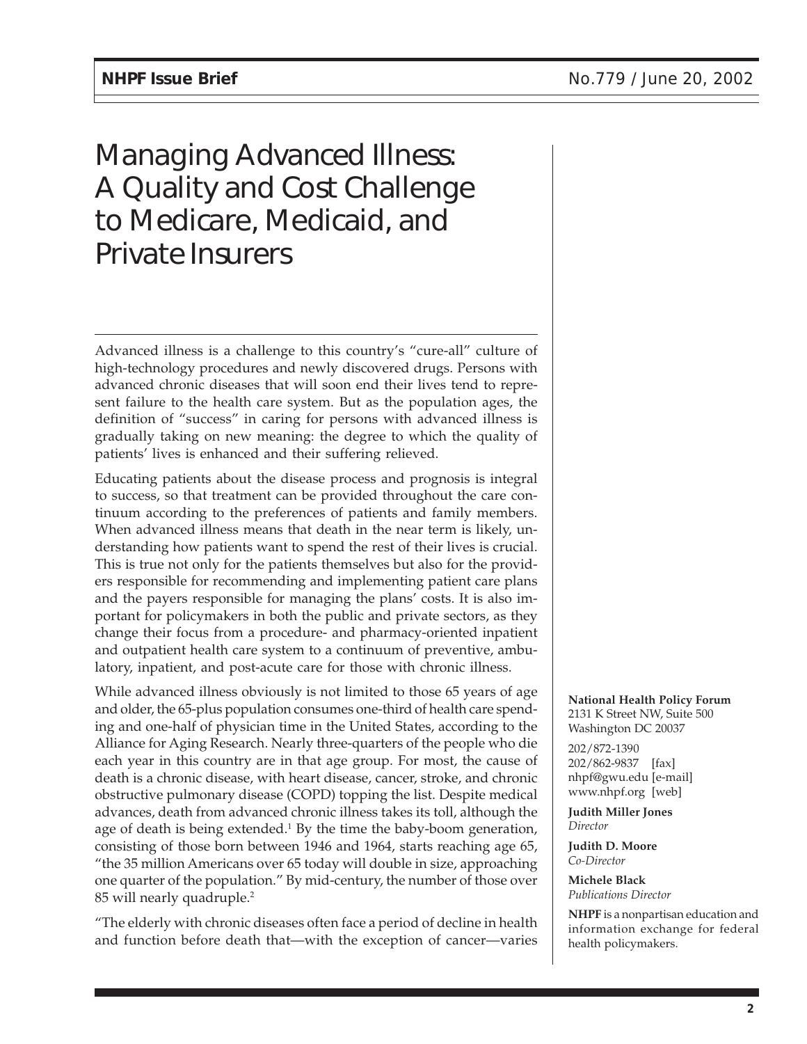# Managing Advanced Illness: A Quality and Cost Challenge to Medicare, Medicaid, and Private Insurers

Advanced illness is a challenge to this country's "cure-all" culture of high-technology procedures and newly discovered drugs. Persons with advanced chronic diseases that will soon end their lives tend to represent failure to the health care system. But as the population ages, the definition of "success" in caring for persons with advanced illness is gradually taking on new meaning: the degree to which the quality of patients' lives is enhanced and their suffering relieved.

Educating patients about the disease process and prognosis is integral to success, so that treatment can be provided throughout the care continuum according to the preferences of patients and family members. When advanced illness means that death in the near term is likely, understanding how patients want to spend the rest of their lives is crucial. This is true not only for the patients themselves but also for the providers responsible for recommending and implementing patient care plans and the payers responsible for managing the plans' costs. It is also important for policymakers in both the public and private sectors, as they change their focus from a procedure- and pharmacy-oriented inpatient and outpatient health care system to a continuum of preventive, ambulatory, inpatient, and post-acute care for those with chronic illness.

While advanced illness obviously is not limited to those 65 years of age and older, the 65-plus population consumes one-third of health care spending and one-half of physician time in the United States, according to the Alliance for Aging Research. Nearly three-quarters of the people who die each year in this country are in that age group. For most, the cause of death is a chronic disease, with heart disease, cancer, stroke, and chronic obstructive pulmonary disease (COPD) topping the list. Despite medical advances, death from advanced chronic illness takes its toll, although the age of death is being extended.[1] By the time the baby-boom generation, consisting of those born between 1946 and 1964, starts reaching age 65, "the 35 million Americans over 65 today will double in size, approaching one quarter of the population." By mid-century, the number of those over 85 will nearly quadruple.[2]

"The elderly with chronic diseases often face a period of decline in health and function before death that—with the exception of cancer—varies

**National Health Policy Forum**
2131 K Street NW, Suite 500
Washington DC 20037

202/872-1390
202/862-9837 [fax]
nhpf@gwu.edu [e-mail]
www.nhpf.org [web]

**Judith Miller Jones**
*Director*

**Judith D. Moore**
*Co-Director*

**Michele Black**
*Publications Director*

**NHPF** is a nonpartisan education and information exchange for federal health policymakers.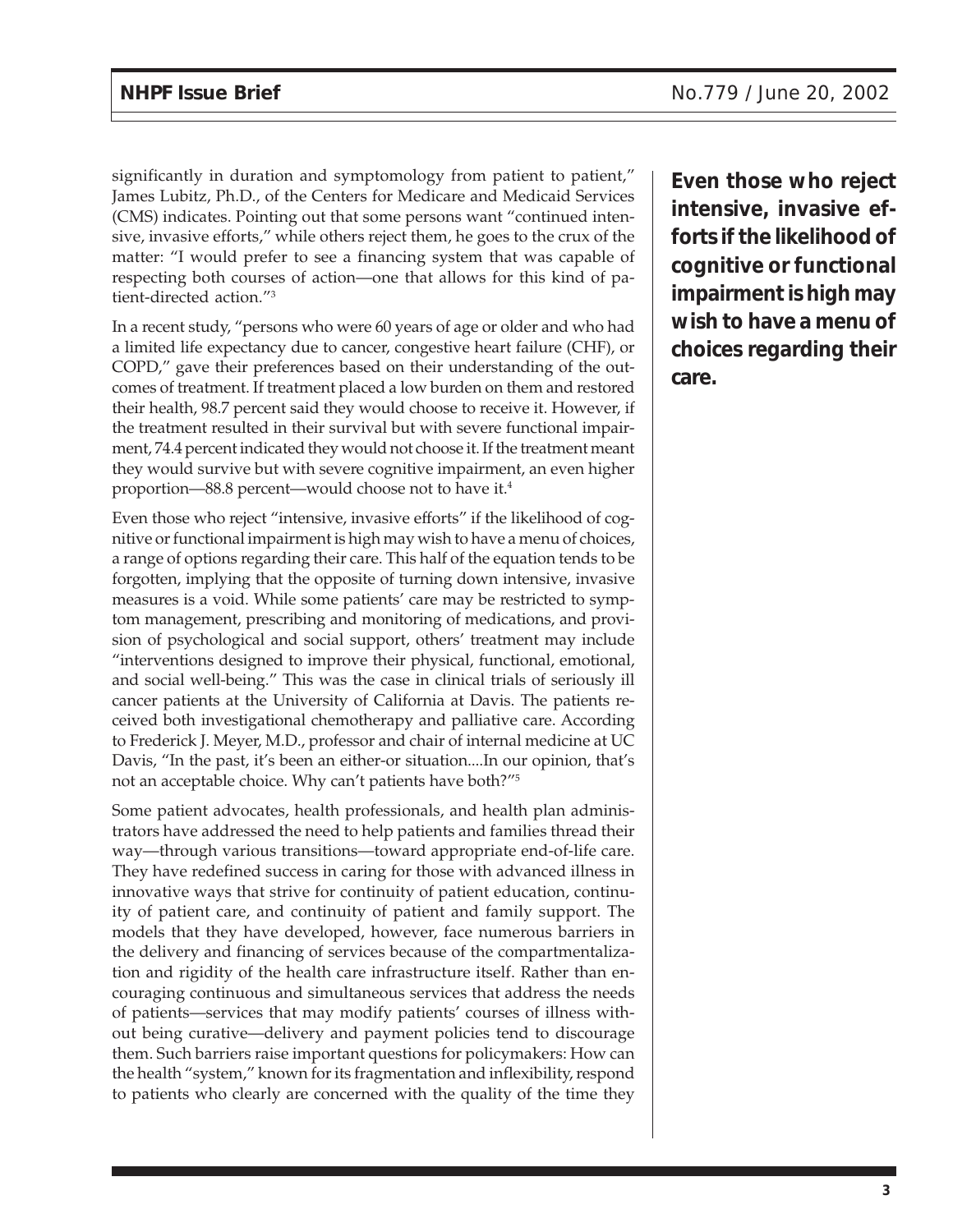significantly in duration and symptomology from patient to patient," James Lubitz, Ph.D., of the Centers for Medicare and Medicaid Services (CMS) indicates. Pointing out that some persons want "continued intensive, invasive efforts," while others reject them, he goes to the crux of the matter: "I would prefer to see a financing system that was capable of respecting both courses of action—one that allows for this kind of patient-directed action."[3]

**Even those who reject intensive, invasive efforts if the likelihood of cognitive or functional impairment is high may wish to have a menu of choices regarding their care.**

In a recent study, "persons who were 60 years of age or older and who had a limited life expectancy due to cancer, congestive heart failure (CHF), or COPD," gave their preferences based on their understanding of the outcomes of treatment. If treatment placed a low burden on them and restored their health, 98.7 percent said they would choose to receive it. However, if the treatment resulted in their survival but with severe functional impairment, 74.4 percent indicated they would not choose it. If the treatment meant they would survive but with severe cognitive impairment, an even higher proportion—88.8 percent—would choose not to have it.[4]

Even those who reject "intensive, invasive efforts" if the likelihood of cognitive or functional impairment is high may wish to have a menu of choices, a range of options regarding their care. This half of the equation tends to be forgotten, implying that the opposite of turning down intensive, invasive measures is a void. While some patients' care may be restricted to symptom management, prescribing and monitoring of medications, and provision of psychological and social support, others' treatment may include "interventions designed to improve their physical, functional, emotional, and social well-being." This was the case in clinical trials of seriously ill cancer patients at the University of California at Davis. The patients received both investigational chemotherapy and palliative care. According to Frederick J. Meyer, M.D., professor and chair of internal medicine at UC Davis, "In the past, it's been an either-or situation....In our opinion, that's not an acceptable choice. Why can't patients have both?"[5]

Some patient advocates, health professionals, and health plan administrators have addressed the need to help patients and families thread their way—through various transitions—toward appropriate end-of-life care. They have redefined success in caring for those with advanced illness in innovative ways that strive for continuity of patient education, continuity of patient care, and continuity of patient and family support. The models that they have developed, however, face numerous barriers in the delivery and financing of services because of the compartmentalization and rigidity of the health care infrastructure itself. Rather than encouraging continuous and simultaneous services that address the needs of patients—services that may modify patients' courses of illness without being curative—delivery and payment policies tend to discourage them. Such barriers raise important questions for policymakers: How can the health "system," known for its fragmentation and inflexibility, respond to patients who clearly are concerned with the quality of the time they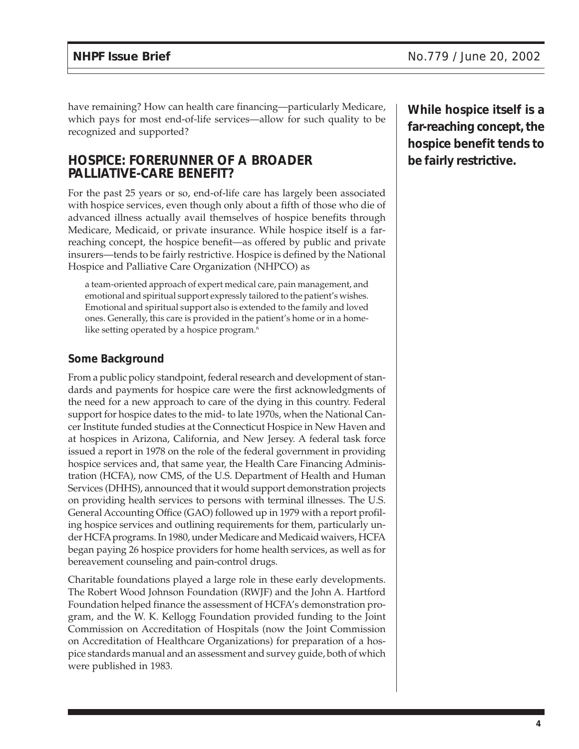have remaining? How can health care financing—particularly Medicare, which pays for most end-of-life services—allow for such quality to be recognized and supported?

## HOSPICE: FORERUNNER OF A BROADER PALLIATIVE-CARE BENEFIT?

For the past 25 years or so, end-of-life care has largely been associated with hospice services, even though only about a fifth of those who die of advanced illness actually avail themselves of hospice benefits through Medicare, Medicaid, or private insurance. While hospice itself is a far-reaching concept, the hospice benefit—as offered by public and private insurers—tends to be fairly restrictive. Hospice is defined by the National Hospice and Palliative Care Organization (NHPCO) as

> a team-oriented approach of expert medical care, pain management, and emotional and spiritual support expressly tailored to the patient's wishes. Emotional and spiritual support also is extended to the family and loved ones. Generally, this care is provided in the patient's home or in a home-like setting operated by a hospice program.[6]

**While hospice itself is a far-reaching concept, the hospice benefit tends to be fairly restrictive.**

### Some Background

From a public policy standpoint, federal research and development of standards and payments for hospice care were the first acknowledgments of the need for a new approach to care of the dying in this country. Federal support for hospice dates to the mid- to late 1970s, when the National Cancer Institute funded studies at the Connecticut Hospice in New Haven and at hospices in Arizona, California, and New Jersey. A federal task force issued a report in 1978 on the role of the federal government in providing hospice services and, that same year, the Health Care Financing Administration (HCFA), now CMS, of the U.S. Department of Health and Human Services (DHHS), announced that it would support demonstration projects on providing health services to persons with terminal illnesses. The U.S. General Accounting Office (GAO) followed up in 1979 with a report profiling hospice services and outlining requirements for them, particularly under HCFA programs. In 1980, under Medicare and Medicaid waivers, HCFA began paying 26 hospice providers for home health services, as well as for bereavement counseling and pain-control drugs.

Charitable foundations played a large role in these early developments. The Robert Wood Johnson Foundation (RWJF) and the John A. Hartford Foundation helped finance the assessment of HCFA's demonstration program, and the W. K. Kellogg Foundation provided funding to the Joint Commission on Accreditation of Hospitals (now the Joint Commission on Accreditation of Healthcare Organizations) for preparation of a hospice standards manual and an assessment and survey guide, both of which were published in 1983.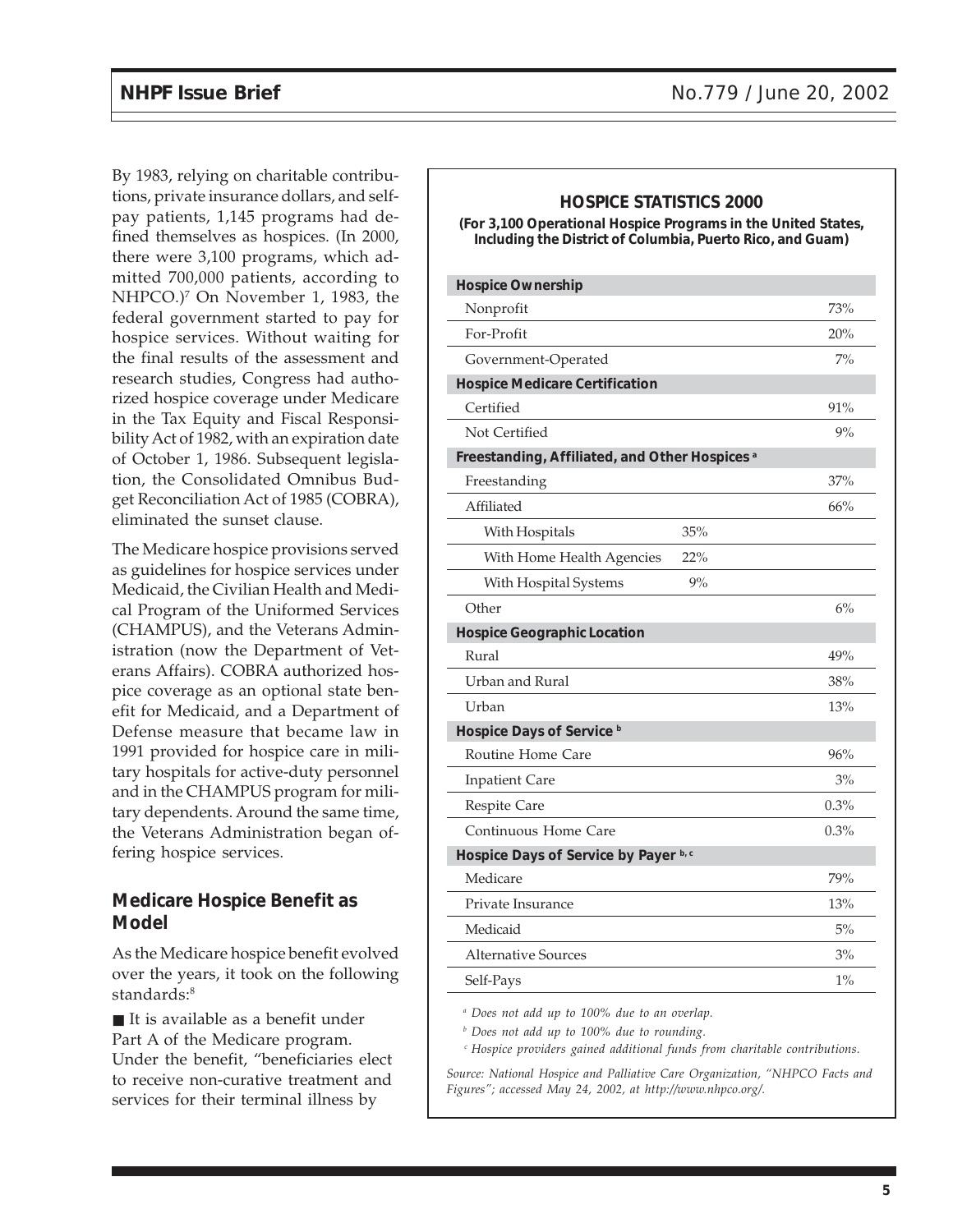By 1983, relying on charitable contributions, private insurance dollars, and self-pay patients, 1,145 programs had defined themselves as hospices. (In 2000, there were 3,100 programs, which admitted 700,000 patients, according to NHPCO.)[7] On November 1, 1983, the federal government started to pay for hospice services. Without waiting for the final results of the assessment and research studies, Congress had authorized hospice coverage under Medicare in the Tax Equity and Fiscal Responsibility Act of 1982, with an expiration date of October 1, 1986. Subsequent legislation, the Consolidated Omnibus Budget Reconciliation Act of 1985 (COBRA), eliminated the sunset clause.

The Medicare hospice provisions served as guidelines for hospice services under Medicaid, the Civilian Health and Medical Program of the Uniformed Services (CHAMPUS), and the Veterans Administration (now the Department of Veterans Affairs). COBRA authorized hospice coverage as an optional state benefit for Medicaid, and a Department of Defense measure that became law in 1991 provided for hospice care in military hospitals for active-duty personnel and in the CHAMPUS program for military dependents. Around the same time, the Veterans Administration began offering hospice services.

### HOSPICE STATISTICS 2000

**(For 3,100 Operational Hospice Programs in the United States, Including the District of Columbia, Puerto Rico, and Guam)**

| | | |
|---|---|---|
| **Hospice Ownership** | | |
| Nonprofit | | 73% |
| For-Profit | | 20% |
| Government-Operated | | 7% |
| **Hospice Medicare Certification** | | |
| Certified | | 91% |
| Not Certified | | 9% |
| **Freestanding, Affiliated, and Other Hospices [a]** | | |
| Freestanding | | 37% |
| Affiliated | | 66% |
| With Hospitals | 35% | |
| With Home Health Agencies | 22% | |
| With Hospital Systems | 9% | |
| Other | | 6% |
| **Hospice Geographic Location** | | |
| Rural | | 49% |
| Urban and Rural | | 38% |
| Urban | | 13% |
| **Hospice Days of Service [b]** | | |
| Routine Home Care | | 96% |
| Inpatient Care | | 3% |
| Respite Care | | 0.3% |
| Continuous Home Care | | 0.3% |
| **Hospice Days of Service by Payer [b, c]** | | |
| Medicare | | 79% |
| Private Insurance | | 13% |
| Medicaid | | 5% |
| Alternative Sources | | 3% |
| Self-Pays | | 1% |

*[a] Does not add up to 100% due to an overlap.*

*[b] Does not add up to 100% due to rounding.*

*[c] Hospice providers gained additional funds from charitable contributions.*

*Source: National Hospice and Palliative Care Organization, "NHPCO Facts and Figures"; accessed May 24, 2002, at http://www.nhpco.org/.*

## Medicare Hospice Benefit as Model

As the Medicare hospice benefit evolved over the years, it took on the following standards:[8]

- It is available as a benefit under Part A of the Medicare program. Under the benefit, "beneficiaries elect to receive non-curative treatment and services for their terminal illness by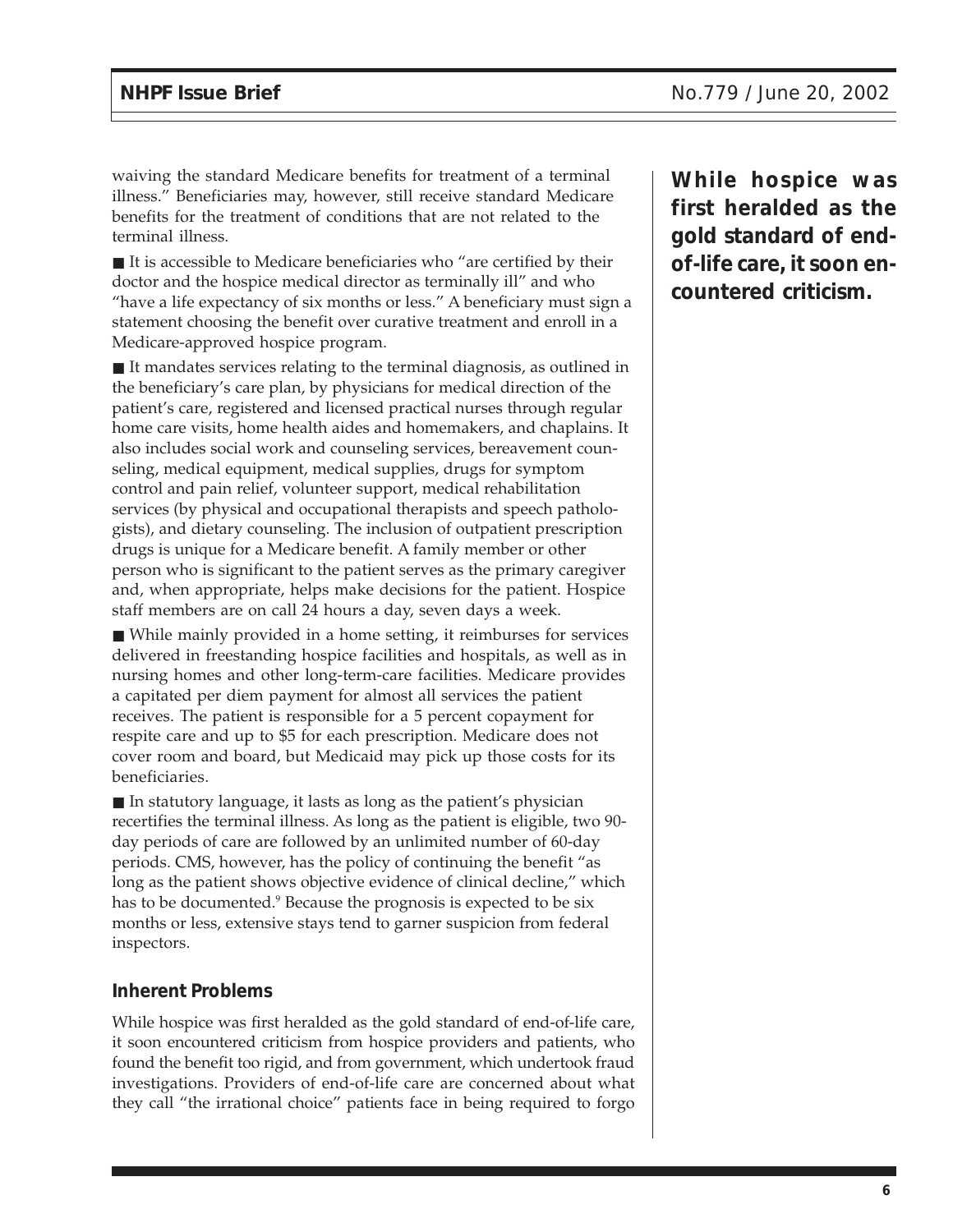waiving the standard Medicare benefits for treatment of a terminal illness." Beneficiaries may, however, still receive standard Medicare benefits for the treatment of conditions that are not related to the terminal illness.

- It is accessible to Medicare beneficiaries who "are certified by their doctor and the hospice medical director as terminally ill" and who "have a life expectancy of six months or less." A beneficiary must sign a statement choosing the benefit over curative treatment and enroll in a Medicare-approved hospice program.

- It mandates services relating to the terminal diagnosis, as outlined in the beneficiary's care plan, by physicians for medical direction of the patient's care, registered and licensed practical nurses through regular home care visits, home health aides and homemakers, and chaplains. It also includes social work and counseling services, bereavement counseling, medical equipment, medical supplies, drugs for symptom control and pain relief, volunteer support, medical rehabilitation services (by physical and occupational therapists and speech pathologists), and dietary counseling. The inclusion of outpatient prescription drugs is unique for a Medicare benefit. A family member or other person who is significant to the patient serves as the primary caregiver and, when appropriate, helps make decisions for the patient. Hospice staff members are on call 24 hours a day, seven days a week.

- While mainly provided in a home setting, it reimburses for services delivered in freestanding hospice facilities and hospitals, as well as in nursing homes and other long-term-care facilities. Medicare provides a capitated per diem payment for almost all services the patient receives. The patient is responsible for a 5 percent copayment for respite care and up to $5 for each prescription. Medicare does not cover room and board, but Medicaid may pick up those costs for its beneficiaries.

- In statutory language, it lasts as long as the patient's physician recertifies the terminal illness. As long as the patient is eligible, two 90-day periods of care are followed by an unlimited number of 60-day periods. CMS, however, has the policy of continuing the benefit "as long as the patient shows objective evidence of clinical decline," which has to be documented.[9] Because the prognosis is expected to be six months or less, extensive stays tend to garner suspicion from federal inspectors.

**While hospice was first heralded as the gold standard of end-of-life care, it soon encountered criticism.**

### Inherent Problems

While hospice was first heralded as the gold standard of end-of-life care, it soon encountered criticism from hospice providers and patients, who found the benefit too rigid, and from government, which undertook fraud investigations. Providers of end-of-life care are concerned about what they call "the irrational choice" patients face in being required to forgo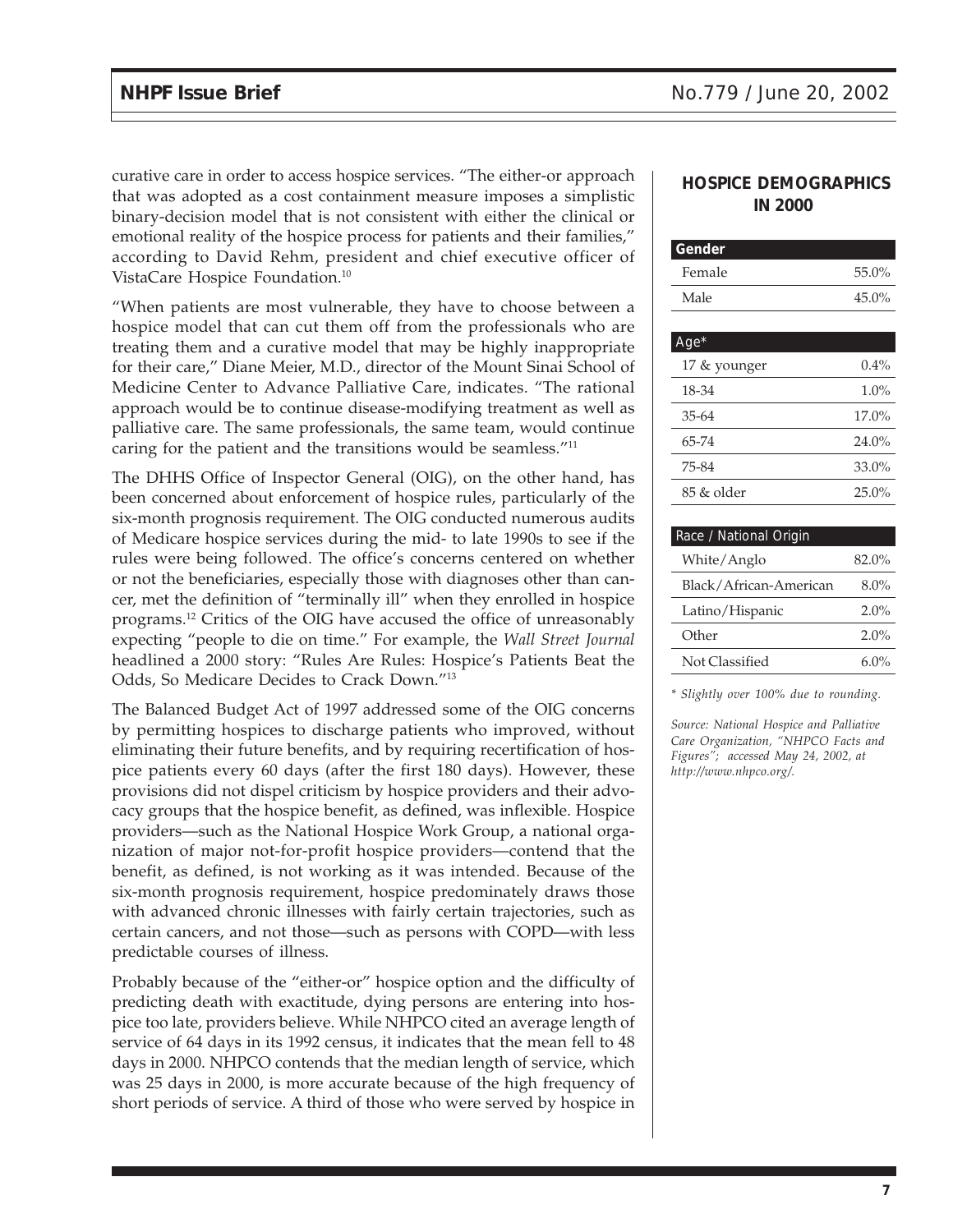curative care in order to access hospice services. "The either-or approach that was adopted as a cost containment measure imposes a simplistic binary-decision model that is not consistent with either the clinical or emotional reality of the hospice process for patients and their families," according to David Rehm, president and chief executive officer of VistaCare Hospice Foundation.[10]

"When patients are most vulnerable, they have to choose between a hospice model that can cut them off from the professionals who are treating them and a curative model that may be highly inappropriate for their care," Diane Meier, M.D., director of the Mount Sinai School of Medicine Center to Advance Palliative Care, indicates. "The rational approach would be to continue disease-modifying treatment as well as palliative care. The same professionals, the same team, would continue caring for the patient and the transitions would be seamless."[11]

The DHHS Office of Inspector General (OIG), on the other hand, has been concerned about enforcement of hospice rules, particularly of the six-month prognosis requirement. The OIG conducted numerous audits of Medicare hospice services during the mid- to late 1990s to see if the rules were being followed. The office's concerns centered on whether or not the beneficiaries, especially those with diagnoses other than cancer, met the definition of "terminally ill" when they enrolled in hospice programs.[12] Critics of the OIG have accused the office of unreasonably expecting "people to die on time." For example, the *Wall Street Journal* headlined a 2000 story: "Rules Are Rules: Hospice's Patients Beat the Odds, So Medicare Decides to Crack Down."[13]

The Balanced Budget Act of 1997 addressed some of the OIG concerns by permitting hospices to discharge patients who improved, without eliminating their future benefits, and by requiring recertification of hospice patients every 60 days (after the first 180 days). However, these provisions did not dispel criticism by hospice providers and their advocacy groups that the hospice benefit, as defined, was inflexible. Hospice providers—such as the National Hospice Work Group, a national organization of major not-for-profit hospice providers—contend that the benefit, as defined, is not working as it was intended. Because of the six-month prognosis requirement, hospice predominately draws those with advanced chronic illnesses with fairly certain trajectories, such as certain cancers, and not those—such as persons with COPD—with less predictable courses of illness.

Probably because of the "either-or" hospice option and the difficulty of predicting death with exactitude, dying persons are entering into hospice too late, providers believe. While NHPCO cited an average length of service of 64 days in its 1992 census, it indicates that the mean fell to 48 days in 2000. NHPCO contends that the median length of service, which was 25 days in 2000, is more accurate because of the high frequency of short periods of service. A third of those who were served by hospice in

### HOSPICE DEMOGRAPHICS IN 2000

| Gender | |
|---|---|
| Female | 55.0% |
| Male | 45.0% |

| Age* | |
|---|---|
| 17 & younger | 0.4% |
| 18-34 | 1.0% |
| 35-64 | 17.0% |
| 65-74 | 24.0% |
| 75-84 | 33.0% |
| 85 & older | 25.0% |

| Race / National Origin | |
|---|---|
| White/Anglo | 82.0% |
| Black/African-American | 8.0% |
| Latino/Hispanic | 2.0% |
| Other | 2.0% |
| Not Classified | 6.0% |

*\* Slightly over 100% due to rounding.*

*Source: National Hospice and Palliative Care Organization, "NHPCO Facts and Figures"; accessed May 24, 2002, at http://www.nhpco.org/.*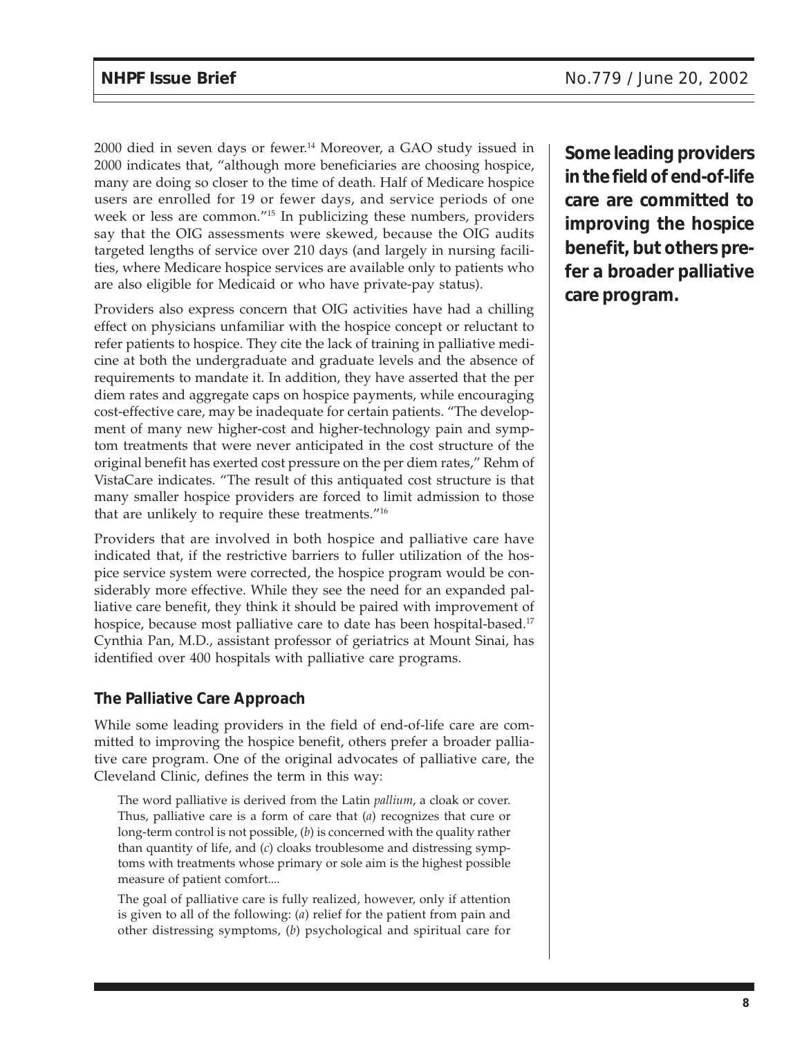2000 died in seven days or fewer.[14] Moreover, a GAO study issued in 2000 indicates that, "although more beneficiaries are choosing hospice, many are doing so closer to the time of death. Half of Medicare hospice users are enrolled for 19 or fewer days, and service periods of one week or less are common."[15] In publicizing these numbers, providers say that the OIG assessments were skewed, because the OIG audits targeted lengths of service over 210 days (and largely in nursing facilities, where Medicare hospice services are available only to patients who are also eligible for Medicaid or who have private-pay status).

Providers also express concern that OIG activities have had a chilling effect on physicians unfamiliar with the hospice concept or reluctant to refer patients to hospice. They cite the lack of training in palliative medicine at both the undergraduate and graduate levels and the absence of requirements to mandate it. In addition, they have asserted that the per diem rates and aggregate caps on hospice payments, while encouraging cost-effective care, may be inadequate for certain patients. "The development of many new higher-cost and higher-technology pain and symptom treatments that were never anticipated in the cost structure of the original benefit has exerted cost pressure on the per diem rates," Rehm of VistaCare indicates. "The result of this antiquated cost structure is that many smaller hospice providers are forced to limit admission to those that are unlikely to require these treatments."[16]

Providers that are involved in both hospice and palliative care have indicated that, if the restrictive barriers to fuller utilization of the hospice service system were corrected, the hospice program would be considerably more effective. While they see the need for an expanded palliative care benefit, they think it should be paired with improvement of hospice, because most palliative care to date has been hospital-based.[17] Cynthia Pan, M.D., assistant professor of geriatrics at Mount Sinai, has identified over 400 hospitals with palliative care programs.

**Some leading providers in the field of end-of-life care are committed to improving the hospice benefit, but others prefer a broader palliative care program.**

### The Palliative Care Approach

While some leading providers in the field of end-of-life care are committed to improving the hospice benefit, others prefer a broader palliative care program. One of the original advocates of palliative care, the Cleveland Clinic, defines the term in this way:

> The word palliative is derived from the Latin *pallium*, a cloak or cover. Thus, palliative care is a form of care that (*a*) recognizes that cure or long-term control is not possible, (*b*) is concerned with the quality rather than quantity of life, and (*c*) cloaks troublesome and distressing symptoms with treatments whose primary or sole aim is the highest possible measure of patient comfort....
>
> The goal of palliative care is fully realized, however, only if attention is given to all of the following: (*a*) relief for the patient from pain and other distressing symptoms, (*b*) psychological and spiritual care for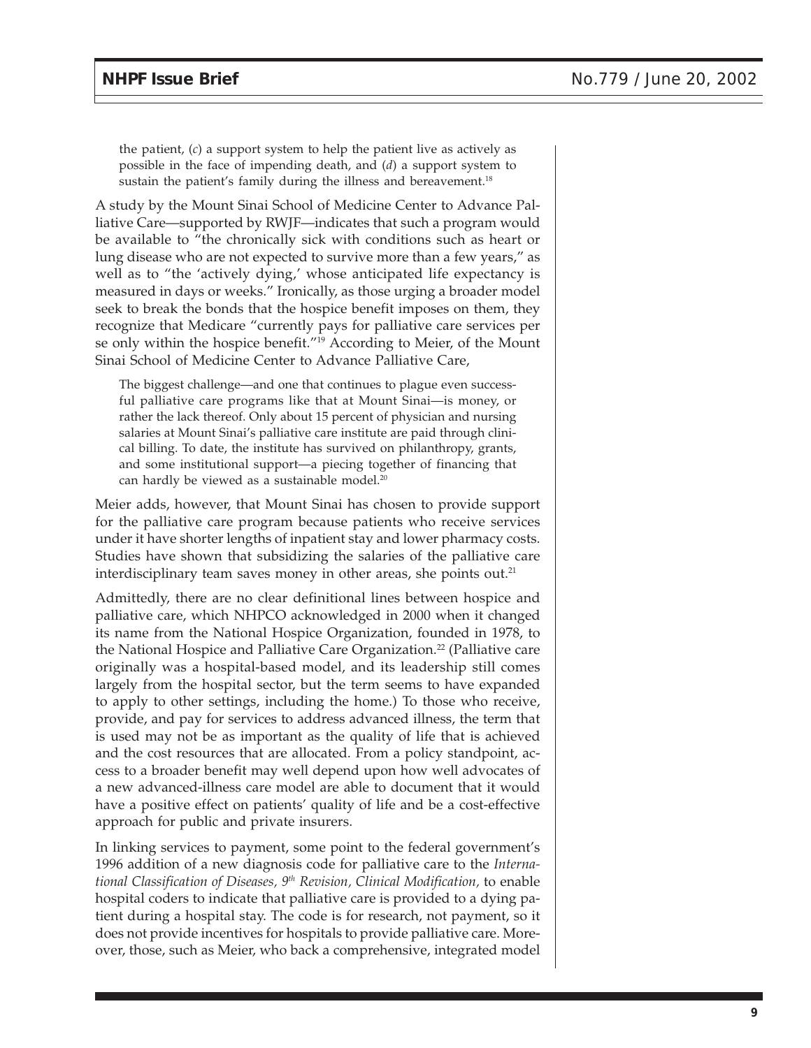the patient, (*c*) a support system to help the patient live as actively as possible in the face of impending death, and (*d*) a support system to sustain the patient's family during the illness and bereavement.[18]

A study by the Mount Sinai School of Medicine Center to Advance Palliative Care—supported by RWJF—indicates that such a program would be available to "the chronically sick with conditions such as heart or lung disease who are not expected to survive more than a few years," as well as to "the 'actively dying,' whose anticipated life expectancy is measured in days or weeks." Ironically, as those urging a broader model seek to break the bonds that the hospice benefit imposes on them, they recognize that Medicare "currently pays for palliative care services per se only within the hospice benefit."[19] According to Meier, of the Mount Sinai School of Medicine Center to Advance Palliative Care,

> The biggest challenge—and one that continues to plague even successful palliative care programs like that at Mount Sinai—is money, or rather the lack thereof. Only about 15 percent of physician and nursing salaries at Mount Sinai's palliative care institute are paid through clinical billing. To date, the institute has survived on philanthropy, grants, and some institutional support—a piecing together of financing that can hardly be viewed as a sustainable model.[20]

Meier adds, however, that Mount Sinai has chosen to provide support for the palliative care program because patients who receive services under it have shorter lengths of inpatient stay and lower pharmacy costs. Studies have shown that subsidizing the salaries of the palliative care interdisciplinary team saves money in other areas, she points out.[21]

Admittedly, there are no clear definitional lines between hospice and palliative care, which NHPCO acknowledged in 2000 when it changed its name from the National Hospice Organization, founded in 1978, to the National Hospice and Palliative Care Organization.[22] (Palliative care originally was a hospital-based model, and its leadership still comes largely from the hospital sector, but the term seems to have expanded to apply to other settings, including the home.) To those who receive, provide, and pay for services to address advanced illness, the term that is used may not be as important as the quality of life that is achieved and the cost resources that are allocated. From a policy standpoint, access to a broader benefit may well depend upon how well advocates of a new advanced-illness care model are able to document that it would have a positive effect on patients' quality of life and be a cost-effective approach for public and private insurers.

In linking services to payment, some point to the federal government's 1996 addition of a new diagnosis code for palliative care to the *International Classification of Diseases, 9th Revision, Clinical Modification,* to enable hospital coders to indicate that palliative care is provided to a dying patient during a hospital stay. The code is for research, not payment, so it does not provide incentives for hospitals to provide palliative care. Moreover, those, such as Meier, who back a comprehensive, integrated model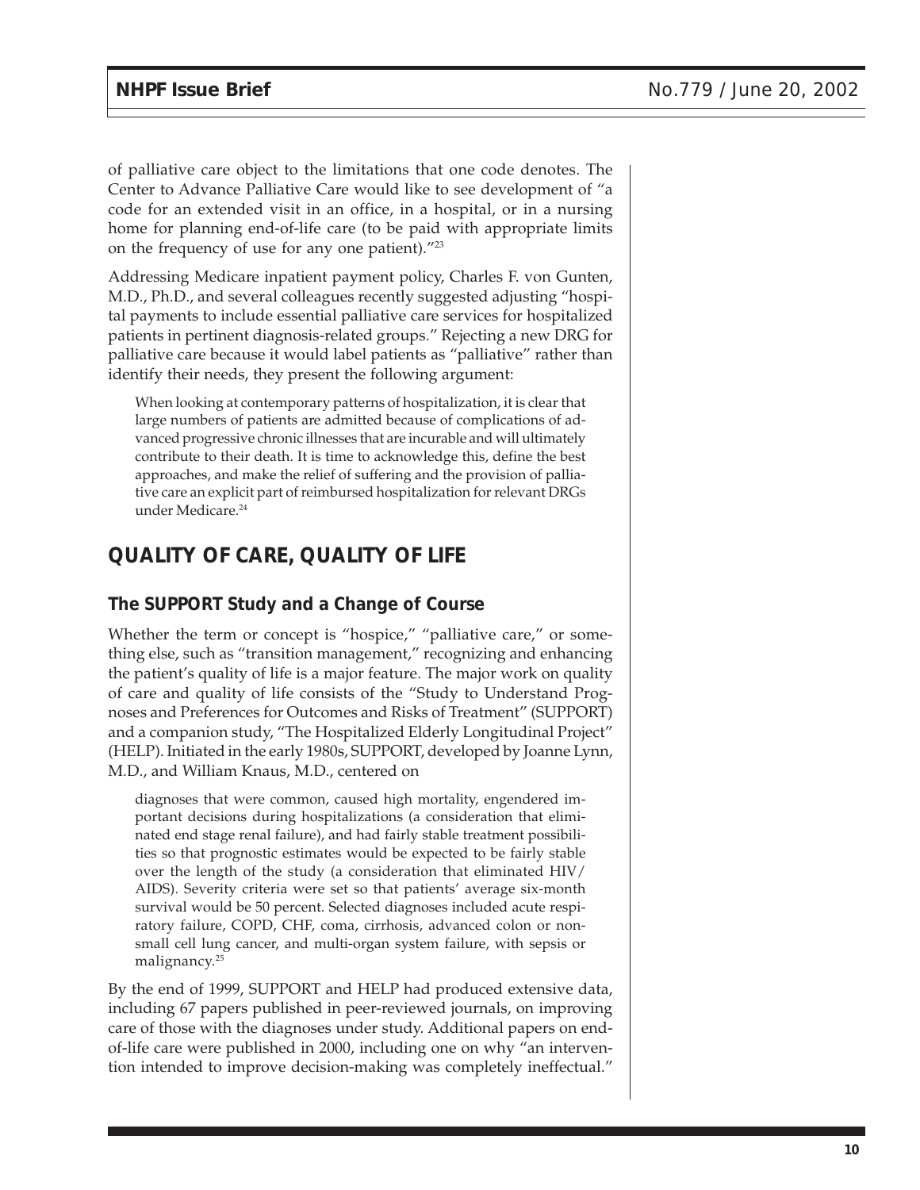of palliative care object to the limitations that one code denotes. The Center to Advance Palliative Care would like to see development of "a code for an extended visit in an office, in a hospital, or in a nursing home for planning end-of-life care (to be paid with appropriate limits on the frequency of use for any one patient)."[23]

Addressing Medicare inpatient payment policy, Charles F. von Gunten, M.D., Ph.D., and several colleagues recently suggested adjusting "hospital payments to include essential palliative care services for hospitalized patients in pertinent diagnosis-related groups." Rejecting a new DRG for palliative care because it would label patients as "palliative" rather than identify their needs, they present the following argument:

> When looking at contemporary patterns of hospitalization, it is clear that large numbers of patients are admitted because of complications of advanced progressive chronic illnesses that are incurable and will ultimately contribute to their death. It is time to acknowledge this, define the best approaches, and make the relief of suffering and the provision of palliative care an explicit part of reimbursed hospitalization for relevant DRGs under Medicare.[24]

## QUALITY OF CARE, QUALITY OF LIFE

### The SUPPORT Study and a Change of Course

Whether the term or concept is "hospice," "palliative care," or something else, such as "transition management," recognizing and enhancing the patient's quality of life is a major feature. The major work on quality of care and quality of life consists of the "Study to Understand Prognoses and Preferences for Outcomes and Risks of Treatment" (SUPPORT) and a companion study, "The Hospitalized Elderly Longitudinal Project" (HELP). Initiated in the early 1980s, SUPPORT, developed by Joanne Lynn, M.D., and William Knaus, M.D., centered on

> diagnoses that were common, caused high mortality, engendered important decisions during hospitalizations (a consideration that eliminated end stage renal failure), and had fairly stable treatment possibilities so that prognostic estimates would be expected to be fairly stable over the length of the study (a consideration that eliminated HIV/AIDS). Severity criteria were set so that patients' average six-month survival would be 50 percent. Selected diagnoses included acute respiratory failure, COPD, CHF, coma, cirrhosis, advanced colon or non-small cell lung cancer, and multi-organ system failure, with sepsis or malignancy.[25]

By the end of 1999, SUPPORT and HELP had produced extensive data, including 67 papers published in peer-reviewed journals, on improving care of those with the diagnoses under study. Additional papers on end-of-life care were published in 2000, including one on why "an intervention intended to improve decision-making was completely ineffectual."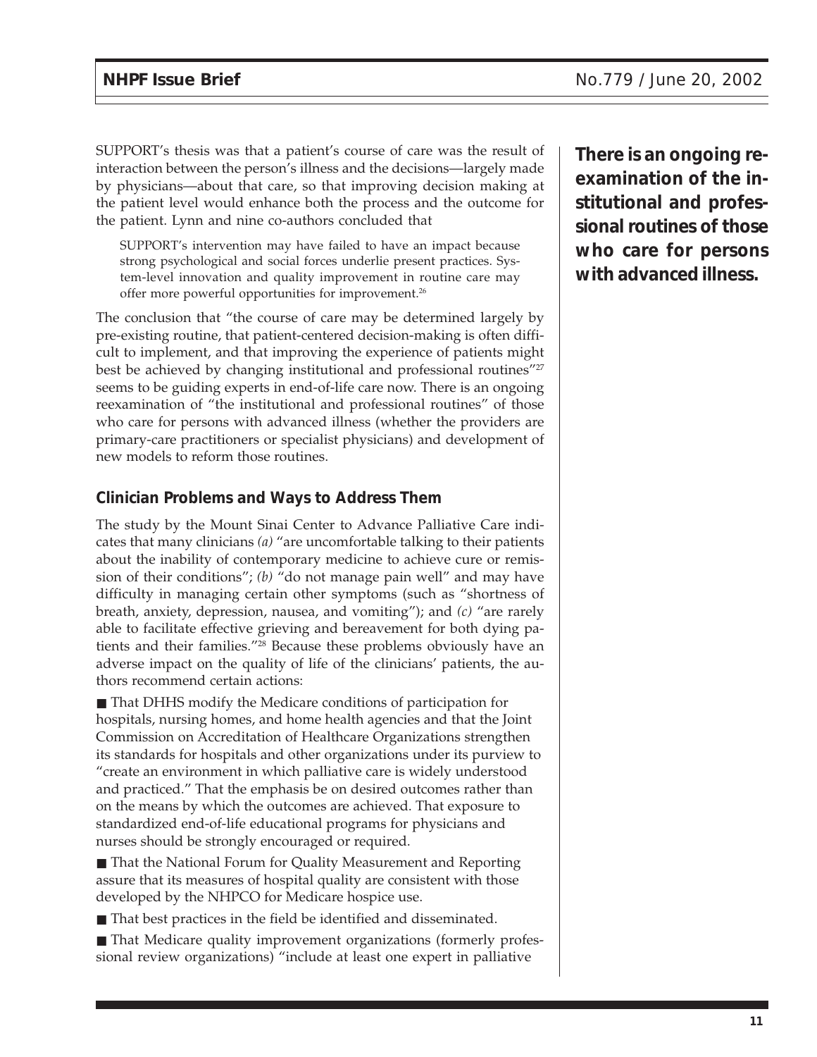SUPPORT's thesis was that a patient's course of care was the result of interaction between the person's illness and the decisions—largely made by physicians—about that care, so that improving decision making at the patient level would enhance both the process and the outcome for the patient. Lynn and nine co-authors concluded that

> SUPPORT's intervention may have failed to have an impact because strong psychological and social forces underlie present practices. System-level innovation and quality improvement in routine care may offer more powerful opportunities for improvement.[26]

The conclusion that "the course of care may be determined largely by pre-existing routine, that patient-centered decision-making is often difficult to implement, and that improving the experience of patients might best be achieved by changing institutional and professional routines"[27] seems to be guiding experts in end-of-life care now. There is an ongoing reexamination of "the institutional and professional routines" of those who care for persons with advanced illness (whether the providers are primary-care practitioners or specialist physicians) and development of new models to reform those routines.

**There is an ongoing reexamination of the institutional and professional routines of those who care for persons with advanced illness.**

### Clinician Problems and Ways to Address Them

The study by the Mount Sinai Center to Advance Palliative Care indicates that many clinicians *(a)* "are uncomfortable talking to their patients about the inability of contemporary medicine to achieve cure or remission of their conditions"; *(b)* "do not manage pain well" and may have difficulty in managing certain other symptoms (such as "shortness of breath, anxiety, depression, nausea, and vomiting"); and *(c)* "are rarely able to facilitate effective grieving and bereavement for both dying patients and their families."[28] Because these problems obviously have an adverse impact on the quality of life of the clinicians' patients, the authors recommend certain actions:

- That DHHS modify the Medicare conditions of participation for hospitals, nursing homes, and home health agencies and that the Joint Commission on Accreditation of Healthcare Organizations strengthen its standards for hospitals and other organizations under its purview to "create an environment in which palliative care is widely understood and practiced." That the emphasis be on desired outcomes rather than on the means by which the outcomes are achieved. That exposure to standardized end-of-life educational programs for physicians and nurses should be strongly encouraged or required.
- That the National Forum for Quality Measurement and Reporting assure that its measures of hospital quality are consistent with those developed by the NHPCO for Medicare hospice use.
- That best practices in the field be identified and disseminated.
- That Medicare quality improvement organizations (formerly professional review organizations) "include at least one expert in palliative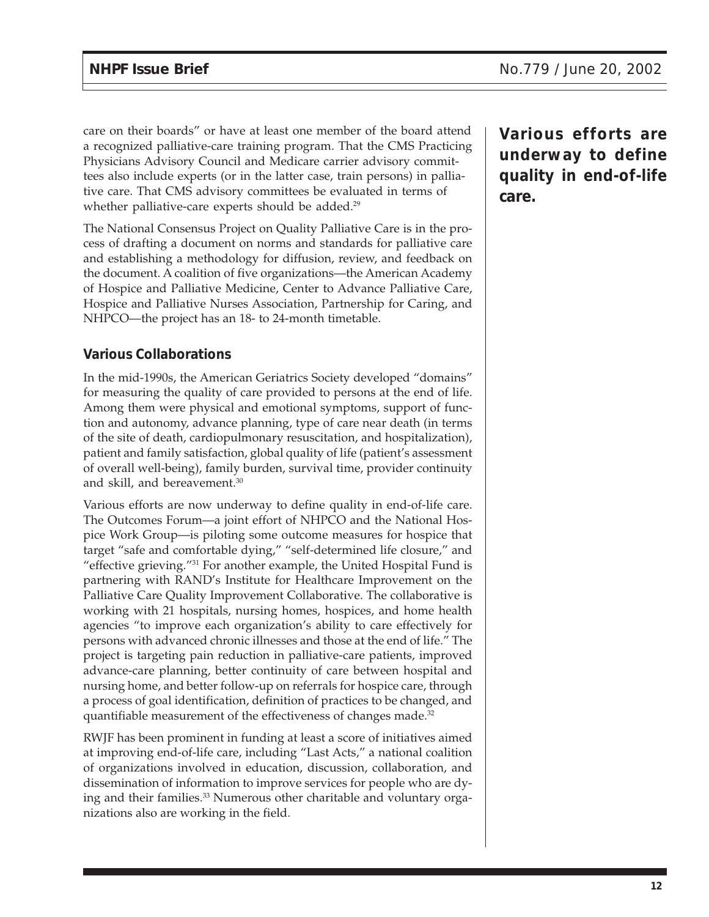care on their boards" or have at least one member of the board attend a recognized palliative-care training program. That the CMS Practicing Physicians Advisory Council and Medicare carrier advisory committees also include experts (or in the latter case, train persons) in palliative care. That CMS advisory committees be evaluated in terms of whether palliative-care experts should be added.[29]

The National Consensus Project on Quality Palliative Care is in the process of drafting a document on norms and standards for palliative care and establishing a methodology for diffusion, review, and feedback on the document. A coalition of five organizations—the American Academy of Hospice and Palliative Medicine, Center to Advance Palliative Care, Hospice and Palliative Nurses Association, Partnership for Caring, and NHPCO—the project has an 18- to 24-month timetable.

**Various efforts are underway to define quality in end-of-life care.**

### Various Collaborations

In the mid-1990s, the American Geriatrics Society developed "domains" for measuring the quality of care provided to persons at the end of life. Among them were physical and emotional symptoms, support of function and autonomy, advance planning, type of care near death (in terms of the site of death, cardiopulmonary resuscitation, and hospitalization), patient and family satisfaction, global quality of life (patient's assessment of overall well-being), family burden, survival time, provider continuity and skill, and bereavement.[30]

Various efforts are now underway to define quality in end-of-life care. The Outcomes Forum—a joint effort of NHPCO and the National Hospice Work Group—is piloting some outcome measures for hospice that target "safe and comfortable dying," "self-determined life closure," and "effective grieving."[31] For another example, the United Hospital Fund is partnering with RAND's Institute for Healthcare Improvement on the Palliative Care Quality Improvement Collaborative. The collaborative is working with 21 hospitals, nursing homes, hospices, and home health agencies "to improve each organization's ability to care effectively for persons with advanced chronic illnesses and those at the end of life." The project is targeting pain reduction in palliative-care patients, improved advance-care planning, better continuity of care between hospital and nursing home, and better follow-up on referrals for hospice care, through a process of goal identification, definition of practices to be changed, and quantifiable measurement of the effectiveness of changes made.[32]

RWJF has been prominent in funding at least a score of initiatives aimed at improving end-of-life care, including "Last Acts," a national coalition of organizations involved in education, discussion, collaboration, and dissemination of information to improve services for people who are dying and their families.[33] Numerous other charitable and voluntary organizations also are working in the field.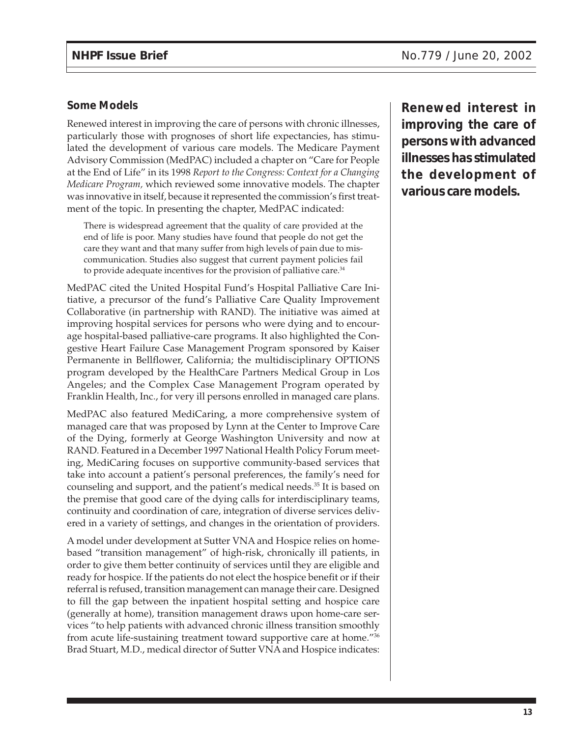### Some Models

Renewed interest in improving the care of persons with chronic illnesses, particularly those with prognoses of short life expectancies, has stimulated the development of various care models. The Medicare Payment Advisory Commission (MedPAC) included a chapter on "Care for People at the End of Life" in its 1998 *Report to the Congress: Context for a Changing Medicare Program,* which reviewed some innovative models. The chapter was innovative in itself, because it represented the commission's first treatment of the topic. In presenting the chapter, MedPAC indicated:

> There is widespread agreement that the quality of care provided at the end of life is poor. Many studies have found that people do not get the care they want and that many suffer from high levels of pain due to miscommunication. Studies also suggest that current payment policies fail to provide adequate incentives for the provision of palliative care.[34]

**Renewed interest in improving the care of persons with advanced illnesses has stimulated the development of various care models.**

MedPAC cited the United Hospital Fund's Hospital Palliative Care Initiative, a precursor of the fund's Palliative Care Quality Improvement Collaborative (in partnership with RAND). The initiative was aimed at improving hospital services for persons who were dying and to encourage hospital-based palliative-care programs. It also highlighted the Congestive Heart Failure Case Management Program sponsored by Kaiser Permanente in Bellflower, California; the multidisciplinary OPTIONS program developed by the HealthCare Partners Medical Group in Los Angeles; and the Complex Case Management Program operated by Franklin Health, Inc., for very ill persons enrolled in managed care plans.

MedPAC also featured MediCaring, a more comprehensive system of managed care that was proposed by Lynn at the Center to Improve Care of the Dying, formerly at George Washington University and now at RAND. Featured in a December 1997 National Health Policy Forum meeting, MediCaring focuses on supportive community-based services that take into account a patient's personal preferences, the family's need for counseling and support, and the patient's medical needs.[35] It is based on the premise that good care of the dying calls for interdisciplinary teams, continuity and coordination of care, integration of diverse services delivered in a variety of settings, and changes in the orientation of providers.

A model under development at Sutter VNA and Hospice relies on home-based "transition management" of high-risk, chronically ill patients, in order to give them better continuity of services until they are eligible and ready for hospice. If the patients do not elect the hospice benefit or if their referral is refused, transition management can manage their care. Designed to fill the gap between the inpatient hospital setting and hospice care (generally at home), transition management draws upon home-care services "to help patients with advanced chronic illness transition smoothly from acute life-sustaining treatment toward supportive care at home."[36] Brad Stuart, M.D., medical director of Sutter VNA and Hospice indicates: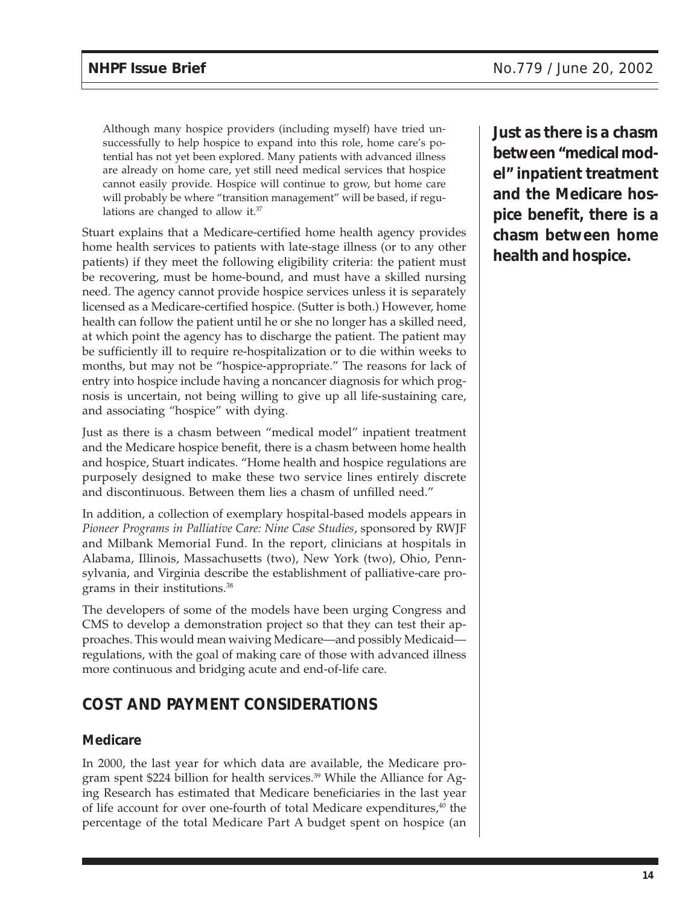Although many hospice providers (including myself) have tried unsuccessfully to help hospice to expand into this role, home care's potential has not yet been explored. Many patients with advanced illness are already on home care, yet still need medical services that hospice cannot easily provide. Hospice will continue to grow, but home care will probably be where "transition management" will be based, if regulations are changed to allow it.[37]

**Just as there is a chasm between "medical model" inpatient treatment and the Medicare hospice benefit, there is a chasm between home health and hospice.**

Stuart explains that a Medicare-certified home health agency provides home health services to patients with late-stage illness (or to any other patients) if they meet the following eligibility criteria: the patient must be recovering, must be home-bound, and must have a skilled nursing need. The agency cannot provide hospice services unless it is separately licensed as a Medicare-certified hospice. (Sutter is both.) However, home health can follow the patient until he or she no longer has a skilled need, at which point the agency has to discharge the patient. The patient may be sufficiently ill to require re-hospitalization or to die within weeks to months, but may not be "hospice-appropriate." The reasons for lack of entry into hospice include having a noncancer diagnosis for which prognosis is uncertain, not being willing to give up all life-sustaining care, and associating "hospice" with dying.

Just as there is a chasm between "medical model" inpatient treatment and the Medicare hospice benefit, there is a chasm between home health and hospice, Stuart indicates. "Home health and hospice regulations are purposely designed to make these two service lines entirely discrete and discontinuous. Between them lies a chasm of unfilled need."

In addition, a collection of exemplary hospital-based models appears in *Pioneer Programs in Palliative Care: Nine Case Studies*, sponsored by RWJF and Milbank Memorial Fund. In the report, clinicians at hospitals in Alabama, Illinois, Massachusetts (two), New York (two), Ohio, Pennsylvania, and Virginia describe the establishment of palliative-care programs in their institutions.[38]

The developers of some of the models have been urging Congress and CMS to develop a demonstration project so that they can test their approaches. This would mean waiving Medicare—and possibly Medicaid—regulations, with the goal of making care of those with advanced illness more continuous and bridging acute and end-of-life care.

## COST AND PAYMENT CONSIDERATIONS

### Medicare

In 2000, the last year for which data are available, the Medicare program spent $224 billion for health services.[39] While the Alliance for Aging Research has estimated that Medicare beneficiaries in the last year of life account for over one-fourth of total Medicare expenditures,[40] the percentage of the total Medicare Part A budget spent on hospice (an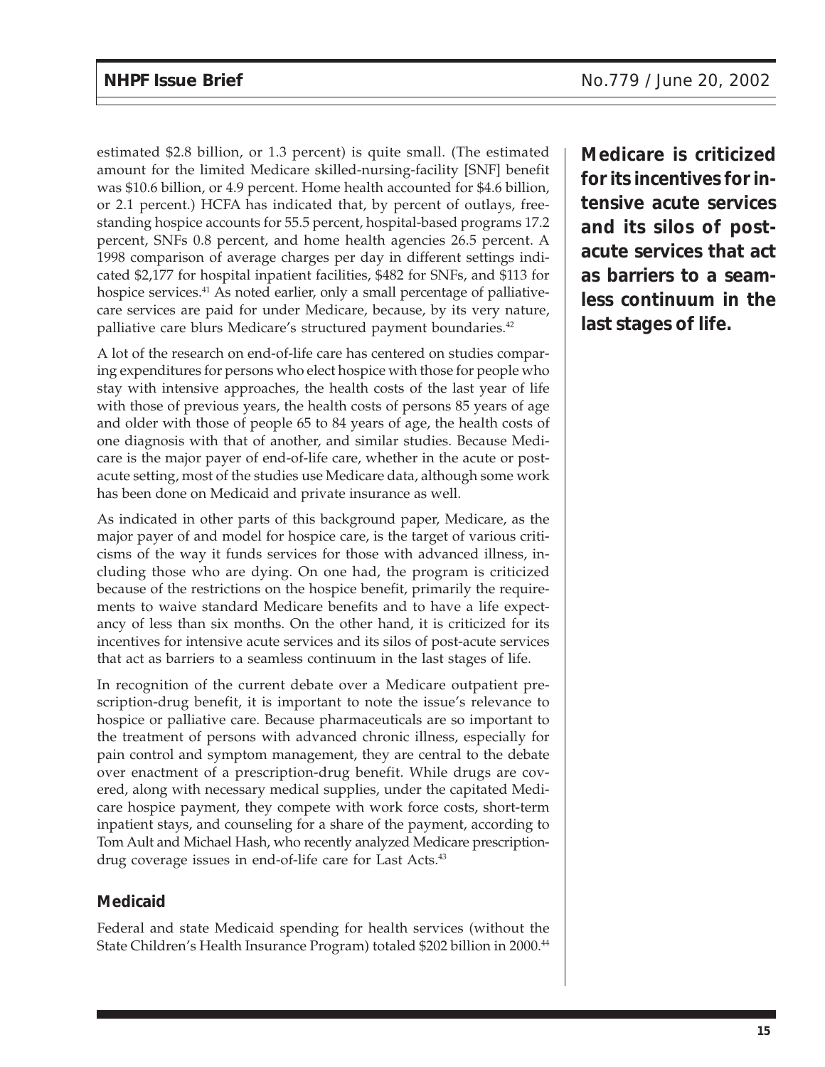estimated $2.8 billion, or 1.3 percent) is quite small. (The estimated amount for the limited Medicare skilled-nursing-facility [SNF] benefit was $10.6 billion, or 4.9 percent. Home health accounted for $4.6 billion, or 2.1 percent.) HCFA has indicated that, by percent of outlays, freestanding hospice accounts for 55.5 percent, hospital-based programs 17.2 percent, SNFs 0.8 percent, and home health agencies 26.5 percent. A 1998 comparison of average charges per day in different settings indicated $2,177 for hospital inpatient facilities, $482 for SNFs, and $113 for hospice services.[41] As noted earlier, only a small percentage of palliative-care services are paid for under Medicare, because, by its very nature, palliative care blurs Medicare's structured payment boundaries.[42]

**Medicare is criticized for its incentives for intensive acute services and its silos of post-acute services that act as barriers to a seamless continuum in the last stages of life.**

A lot of the research on end-of-life care has centered on studies comparing expenditures for persons who elect hospice with those for people who stay with intensive approaches, the health costs of the last year of life with those of previous years, the health costs of persons 85 years of age and older with those of people 65 to 84 years of age, the health costs of one diagnosis with that of another, and similar studies. Because Medicare is the major payer of end-of-life care, whether in the acute or post-acute setting, most of the studies use Medicare data, although some work has been done on Medicaid and private insurance as well.

As indicated in other parts of this background paper, Medicare, as the major payer of and model for hospice care, is the target of various criticisms of the way it funds services for those with advanced illness, including those who are dying. On one had, the program is criticized because of the restrictions on the hospice benefit, primarily the requirements to waive standard Medicare benefits and to have a life expectancy of less than six months. On the other hand, it is criticized for its incentives for intensive acute services and its silos of post-acute services that act as barriers to a seamless continuum in the last stages of life.

In recognition of the current debate over a Medicare outpatient prescription-drug benefit, it is important to note the issue's relevance to hospice or palliative care. Because pharmaceuticals are so important to the treatment of persons with advanced chronic illness, especially for pain control and symptom management, they are central to the debate over enactment of a prescription-drug benefit. While drugs are covered, along with necessary medical supplies, under the capitated Medicare hospice payment, they compete with work force costs, short-term inpatient stays, and counseling for a share of the payment, according to Tom Ault and Michael Hash, who recently analyzed Medicare prescription-drug coverage issues in end-of-life care for Last Acts.[43]

### Medicaid

Federal and state Medicaid spending for health services (without the State Children's Health Insurance Program) totaled $202 billion in 2000.[44]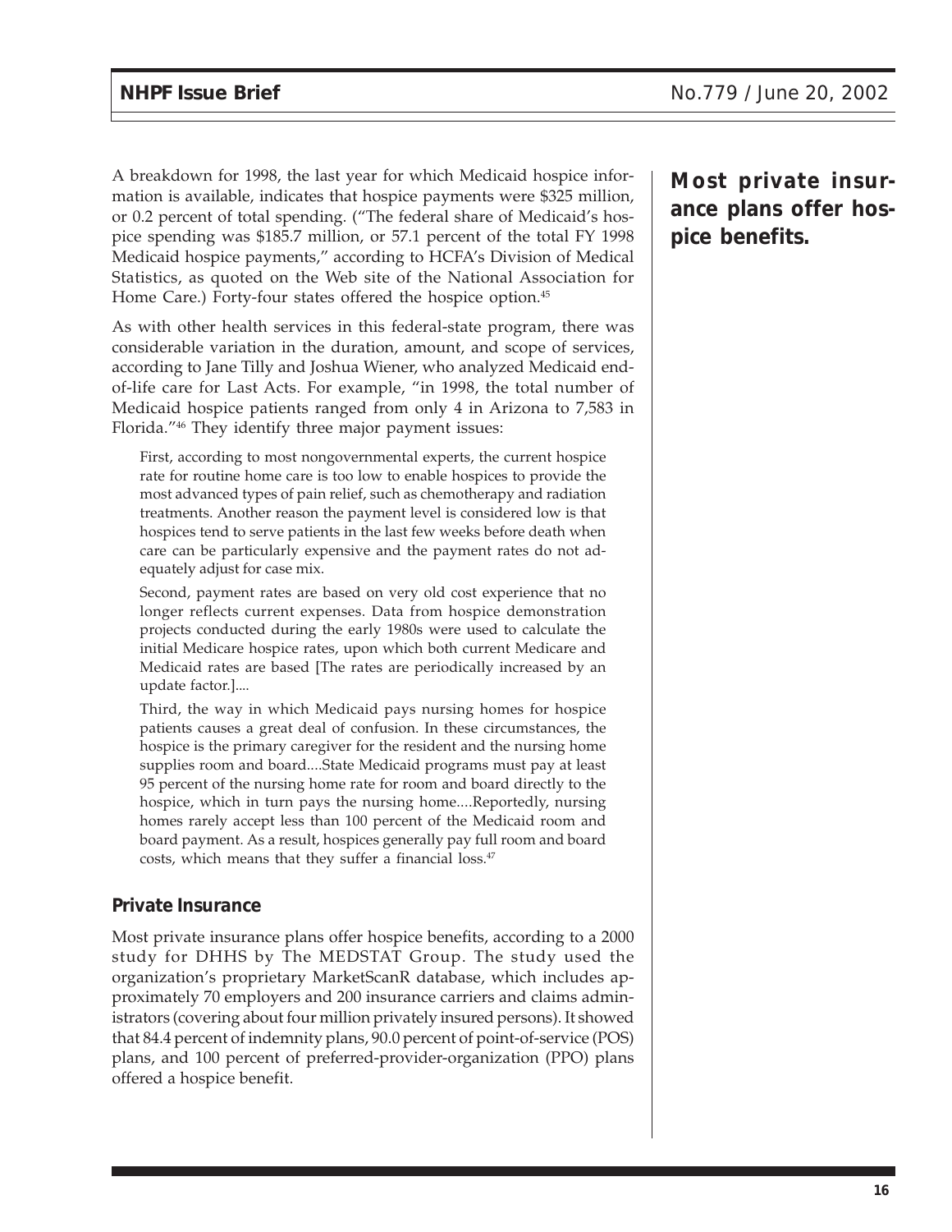A breakdown for 1998, the last year for which Medicaid hospice information is available, indicates that hospice payments were $325 million, or 0.2 percent of total spending. ("The federal share of Medicaid's hospice spending was $185.7 million, or 57.1 percent of the total FY 1998 Medicaid hospice payments," according to HCFA's Division of Medical Statistics, as quoted on the Web site of the National Association for Home Care.) Forty-four states offered the hospice option.[45]

As with other health services in this federal-state program, there was considerable variation in the duration, amount, and scope of services, according to Jane Tilly and Joshua Wiener, who analyzed Medicaid end-of-life care for Last Acts. For example, "in 1998, the total number of Medicaid hospice patients ranged from only 4 in Arizona to 7,583 in Florida."[46] They identify three major payment issues:

> First, according to most nongovernmental experts, the current hospice rate for routine home care is too low to enable hospices to provide the most advanced types of pain relief, such as chemotherapy and radiation treatments. Another reason the payment level is considered low is that hospices tend to serve patients in the last few weeks before death when care can be particularly expensive and the payment rates do not adequately adjust for case mix.
>
> Second, payment rates are based on very old cost experience that no longer reflects current expenses. Data from hospice demonstration projects conducted during the early 1980s were used to calculate the initial Medicare hospice rates, upon which both current Medicare and Medicaid rates are based [The rates are periodically increased by an update factor.]....
>
> Third, the way in which Medicaid pays nursing homes for hospice patients causes a great deal of confusion. In these circumstances, the hospice is the primary caregiver for the resident and the nursing home supplies room and board....State Medicaid programs must pay at least 95 percent of the nursing home rate for room and board directly to the hospice, which in turn pays the nursing home....Reportedly, nursing homes rarely accept less than 100 percent of the Medicaid room and board payment. As a result, hospices generally pay full room and board costs, which means that they suffer a financial loss.[47]

### Private Insurance

**Most private insurance plans offer hospice benefits.**

Most private insurance plans offer hospice benefits, according to a 2000 study for DHHS by The MEDSTAT Group. The study used the organization's proprietary MarketScanR database, which includes approximately 70 employers and 200 insurance carriers and claims administrators (covering about four million privately insured persons). It showed that 84.4 percent of indemnity plans, 90.0 percent of point-of-service (POS) plans, and 100 percent of preferred-provider-organization (PPO) plans offered a hospice benefit.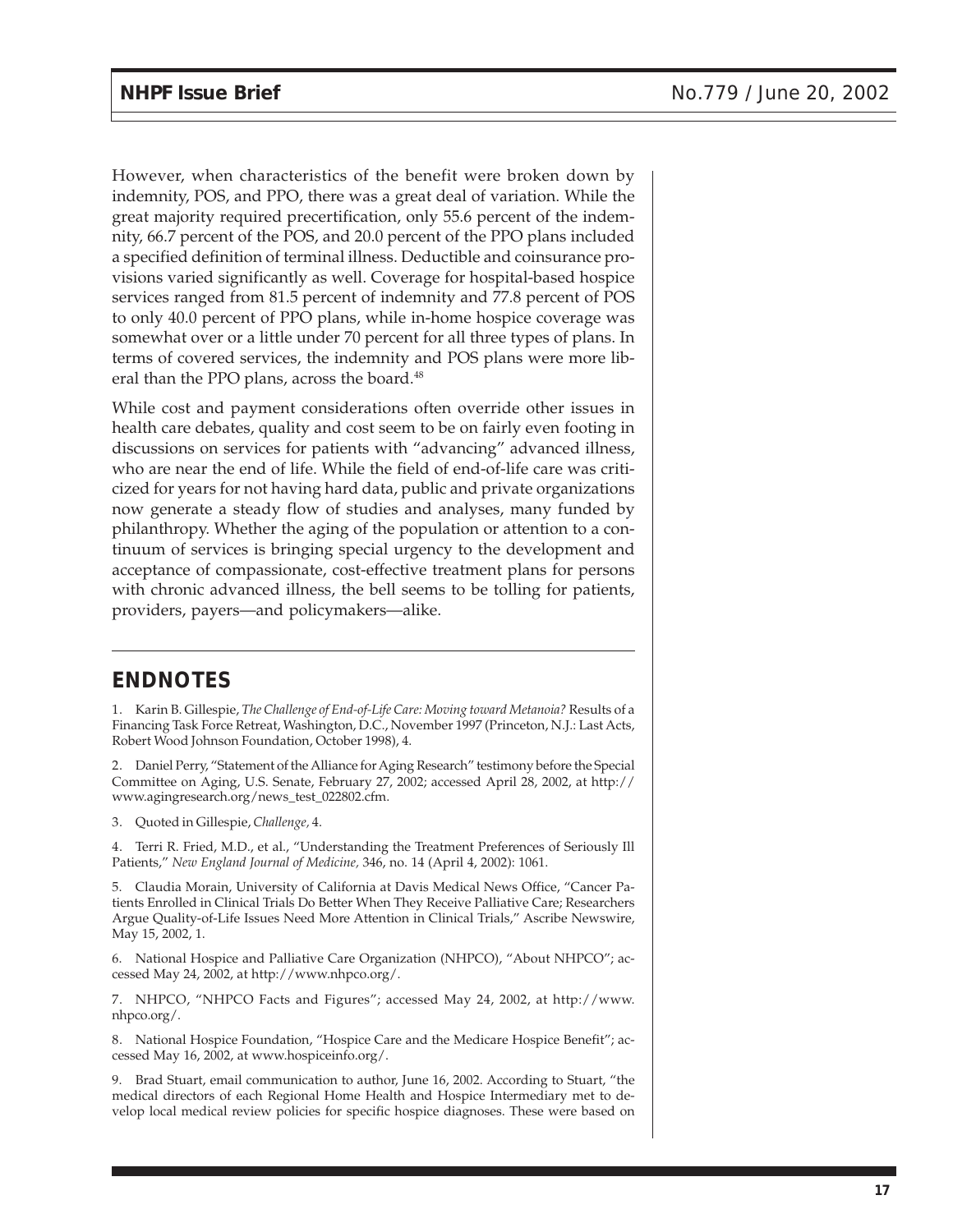However, when characteristics of the benefit were broken down by indemnity, POS, and PPO, there was a great deal of variation. While the great majority required precertification, only 55.6 percent of the indemnity, 66.7 percent of the POS, and 20.0 percent of the PPO plans included a specified definition of terminal illness. Deductible and coinsurance provisions varied significantly as well. Coverage for hospital-based hospice services ranged from 81.5 percent of indemnity and 77.8 percent of POS to only 40.0 percent of PPO plans, while in-home hospice coverage was somewhat over or a little under 70 percent for all three types of plans. In terms of covered services, the indemnity and POS plans were more liberal than the PPO plans, across the board.[48]

While cost and payment considerations often override other issues in health care debates, quality and cost seem to be on fairly even footing in discussions on services for patients with "advancing" advanced illness, who are near the end of life. While the field of end-of-life care was criticized for years for not having hard data, public and private organizations now generate a steady flow of studies and analyses, many funded by philanthropy. Whether the aging of the population or attention to a continuum of services is bringing special urgency to the development and acceptance of compassionate, cost-effective treatment plans for persons with chronic advanced illness, the bell seems to be tolling for patients, providers, payers—and policymakers—alike.

## ENDNOTES

1. Karin B. Gillespie, *The Challenge of End-of-Life Care: Moving toward Metanoia?* Results of a Financing Task Force Retreat, Washington, D.C., November 1997 (Princeton, N.J.: Last Acts, Robert Wood Johnson Foundation, October 1998), 4.

2. Daniel Perry, "Statement of the Alliance for Aging Research" testimony before the Special Committee on Aging, U.S. Senate, February 27, 2002; accessed April 28, 2002, at http://www.agingresearch.org/news_test_022802.cfm.

3. Quoted in Gillespie, *Challenge,* 4.

4. Terri R. Fried, M.D., et al., "Understanding the Treatment Preferences of Seriously Ill Patients," *New England Journal of Medicine,* 346, no. 14 (April 4, 2002): 1061.

5. Claudia Morain, University of California at Davis Medical News Office, "Cancer Patients Enrolled in Clinical Trials Do Better When They Receive Palliative Care; Researchers Argue Quality-of-Life Issues Need More Attention in Clinical Trials," Ascribe Newswire, May 15, 2002, 1.

6. National Hospice and Palliative Care Organization (NHPCO), "About NHPCO"; accessed May 24, 2002, at http://www.nhpco.org/.

7. NHPCO, "NHPCO Facts and Figures"; accessed May 24, 2002, at http://www.nhpco.org/.

8. National Hospice Foundation, "Hospice Care and the Medicare Hospice Benefit"; accessed May 16, 2002, at www.hospiceinfo.org/.

9. Brad Stuart, email communication to author, June 16, 2002. According to Stuart, "the medical directors of each Regional Home Health and Hospice Intermediary met to develop local medical review policies for specific hospice diagnoses. These were based on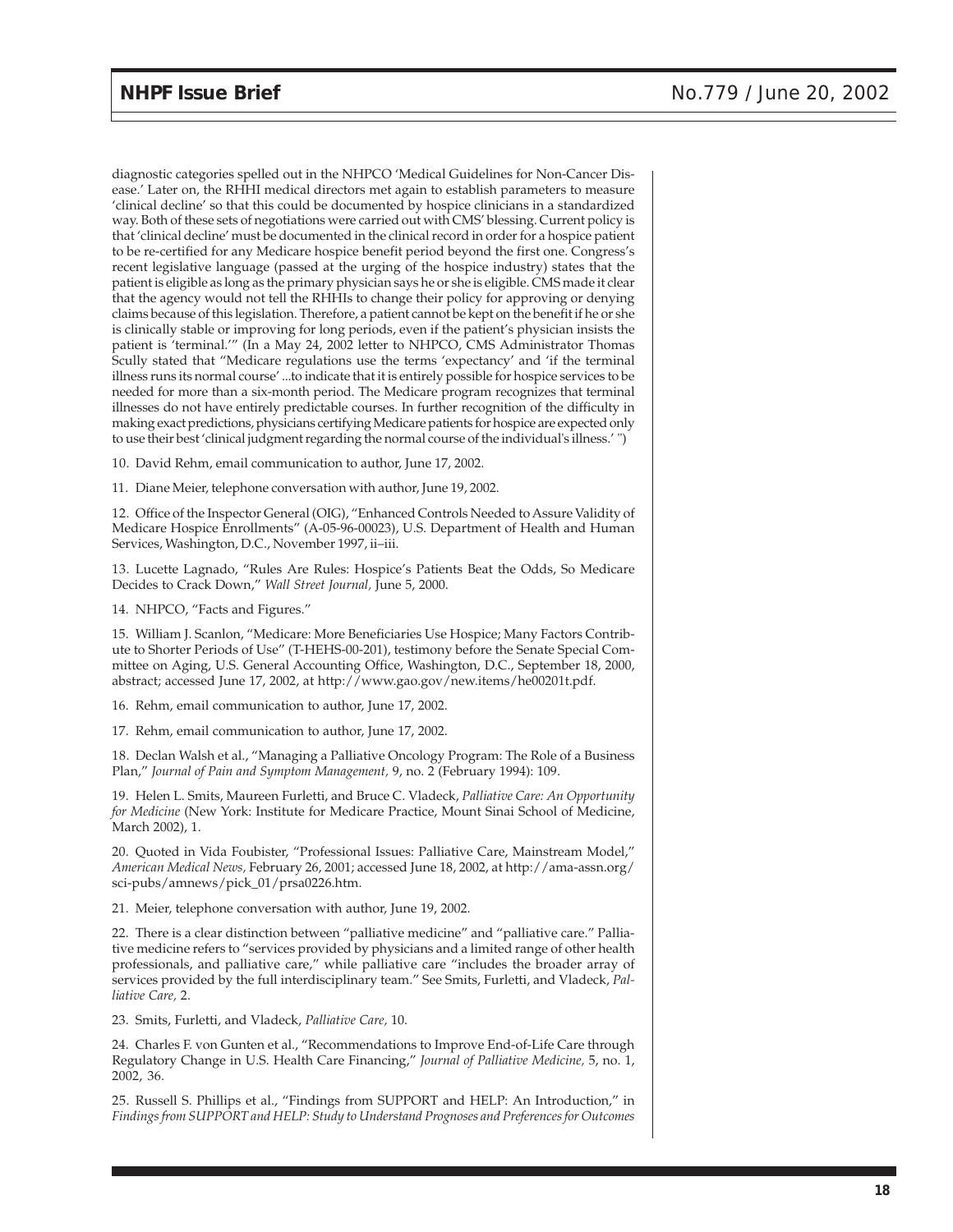diagnostic categories spelled out in the NHPCO 'Medical Guidelines for Non-Cancer Disease.' Later on, the RHHI medical directors met again to establish parameters to measure 'clinical decline' so that this could be documented by hospice clinicians in a standardized way. Both of these sets of negotiations were carried out with CMS' blessing. Current policy is that 'clinical decline' must be documented in the clinical record in order for a hospice patient to be re-certified for any Medicare hospice benefit period beyond the first one. Congress's recent legislative language (passed at the urging of the hospice industry) states that the patient is eligible as long as the primary physician says he or she is eligible. CMS made it clear that the agency would not tell the RHHIs to change their policy for approving or denying claims because of this legislation. Therefore, a patient cannot be kept on the benefit if he or she is clinically stable or improving for long periods, even if the patient's physician insists the patient is 'terminal.'" (In a May 24, 2002 letter to NHPCO, CMS Administrator Thomas Scully stated that "Medicare regulations use the terms 'expectancy' and 'if the terminal illness runs its normal course' ...to indicate that it is entirely possible for hospice services to be needed for more than a six-month period. The Medicare program recognizes that terminal illnesses do not have entirely predictable courses. In further recognition of the difficulty in making exact predictions, physicians certifying Medicare patients for hospice are expected only to use their best 'clinical judgment regarding the normal course of the individual's illness.' ")

10. David Rehm, email communication to author, June 17, 2002.

11. Diane Meier, telephone conversation with author, June 19, 2002.

12. Office of the Inspector General (OIG), "Enhanced Controls Needed to Assure Validity of Medicare Hospice Enrollments" (A-05-96-00023), U.S. Department of Health and Human Services, Washington, D.C., November 1997, ii–iii.

13. Lucette Lagnado, "Rules Are Rules: Hospice's Patients Beat the Odds, So Medicare Decides to Crack Down," *Wall Street Journal,* June 5, 2000.

14. NHPCO, "Facts and Figures."

15. William J. Scanlon, "Medicare: More Beneficiaries Use Hospice; Many Factors Contribute to Shorter Periods of Use" (T-HEHS-00-201), testimony before the Senate Special Committee on Aging, U.S. General Accounting Office, Washington, D.C., September 18, 2000, abstract; accessed June 17, 2002, at http://www.gao.gov/new.items/he00201t.pdf.

16. Rehm, email communication to author, June 17, 2002.

17. Rehm, email communication to author, June 17, 2002.

18. Declan Walsh et al., "Managing a Palliative Oncology Program: The Role of a Business Plan," *Journal of Pain and Symptom Management,* 9, no. 2 (February 1994): 109.

19. Helen L. Smits, Maureen Furletti, and Bruce C. Vladeck, *Palliative Care: An Opportunity for Medicine* (New York: Institute for Medicare Practice, Mount Sinai School of Medicine, March 2002), 1.

20. Quoted in Vida Foubister, "Professional Issues: Palliative Care, Mainstream Model," *American Medical News,* February 26, 2001; accessed June 18, 2002, at http://ama-assn.org/sci-pubs/amnews/pick_01/prsa0226.htm.

21. Meier, telephone conversation with author, June 19, 2002.

22. There is a clear distinction between "palliative medicine" and "palliative care." Palliative medicine refers to "services provided by physicians and a limited range of other health professionals, and palliative care," while palliative care "includes the broader array of services provided by the full interdisciplinary team." See Smits, Furletti, and Vladeck, *Palliative Care,* 2.

23. Smits, Furletti, and Vladeck, *Palliative Care,* 10.

24. Charles F. von Gunten et al., "Recommendations to Improve End-of-Life Care through Regulatory Change in U.S. Health Care Financing," *Journal of Palliative Medicine,* 5, no. 1, 2002, 36.

25. Russell S. Phillips et al., "Findings from SUPPORT and HELP: An Introduction," in *Findings from SUPPORT and HELP: Study to Understand Prognoses and Preferences for Outcomes*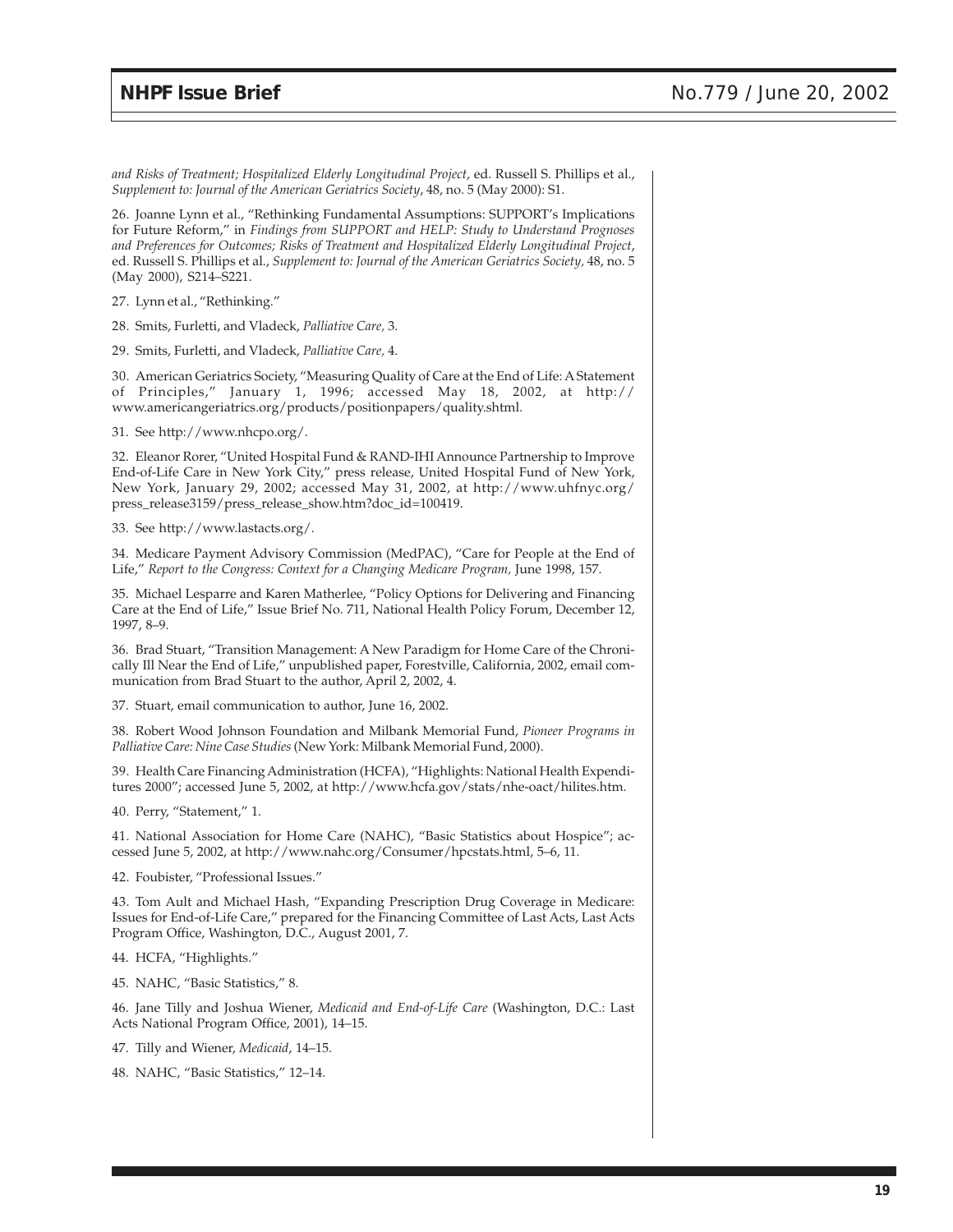*and Risks of Treatment; Hospitalized Elderly Longitudinal Project*, ed. Russell S. Phillips et al., *Supplement to: Journal of the American Geriatrics Society*, 48, no. 5 (May 2000): S1.

26. Joanne Lynn et al., "Rethinking Fundamental Assumptions: SUPPORT's Implications for Future Reform," in *Findings from SUPPORT and HELP: Study to Understand Prognoses and Preferences for Outcomes; Risks of Treatment and Hospitalized Elderly Longitudinal Project*, ed. Russell S. Phillips et al., *Supplement to: Journal of the American Geriatrics Society,* 48, no. 5 (May 2000), S214–S221.

27. Lynn et al., "Rethinking."

28. Smits, Furletti, and Vladeck, *Palliative Care,* 3.

29. Smits, Furletti, and Vladeck, *Palliative Care,* 4.

30. American Geriatrics Society, "Measuring Quality of Care at the End of Life: A Statement of Principles," January 1, 1996; accessed May 18, 2002, at http://www.americangeriatrics.org/products/positionpapers/quality.shtml.

31. See http://www.nhcpo.org/.

32. Eleanor Rorer, "United Hospital Fund & RAND-IHI Announce Partnership to Improve End-of-Life Care in New York City," press release, United Hospital Fund of New York, New York, January 29, 2002; accessed May 31, 2002, at http://www.uhfnyc.org/press_release3159/press_release_show.htm?doc_id=100419.

33. See http://www.lastacts.org/.

34. Medicare Payment Advisory Commission (MedPAC), "Care for People at the End of Life," *Report to the Congress: Context for a Changing Medicare Program,* June 1998, 157.

35. Michael Lesparre and Karen Matherlee, "Policy Options for Delivering and Financing Care at the End of Life," Issue Brief No. 711, National Health Policy Forum, December 12, 1997, 8–9.

36. Brad Stuart, "Transition Management: A New Paradigm for Home Care of the Chronically Ill Near the End of Life," unpublished paper, Forestville, California, 2002, email communication from Brad Stuart to the author, April 2, 2002, 4.

37. Stuart, email communication to author, June 16, 2002.

38. Robert Wood Johnson Foundation and Milbank Memorial Fund, *Pioneer Programs in Palliative Care: Nine Case Studies* (New York: Milbank Memorial Fund, 2000).

39. Health Care Financing Administration (HCFA), "Highlights: National Health Expenditures 2000"; accessed June 5, 2002, at http://www.hcfa.gov/stats/nhe-oact/hilites.htm.

40. Perry, "Statement," 1.

41. National Association for Home Care (NAHC), "Basic Statistics about Hospice"; accessed June 5, 2002, at http://www.nahc.org/Consumer/hpcstats.html, 5–6, 11.

42. Foubister, "Professional Issues."

43. Tom Ault and Michael Hash, "Expanding Prescription Drug Coverage in Medicare: Issues for End-of-Life Care," prepared for the Financing Committee of Last Acts, Last Acts Program Office, Washington, D.C., August 2001, 7.

44. HCFA, "Highlights."

45. NAHC, "Basic Statistics," 8.

46. Jane Tilly and Joshua Wiener, *Medicaid and End-of-Life Care* (Washington, D.C.: Last Acts National Program Office, 2001), 14–15.

47. Tilly and Wiener, *Medicaid*, 14–15.

48. NAHC, "Basic Statistics," 12–14.